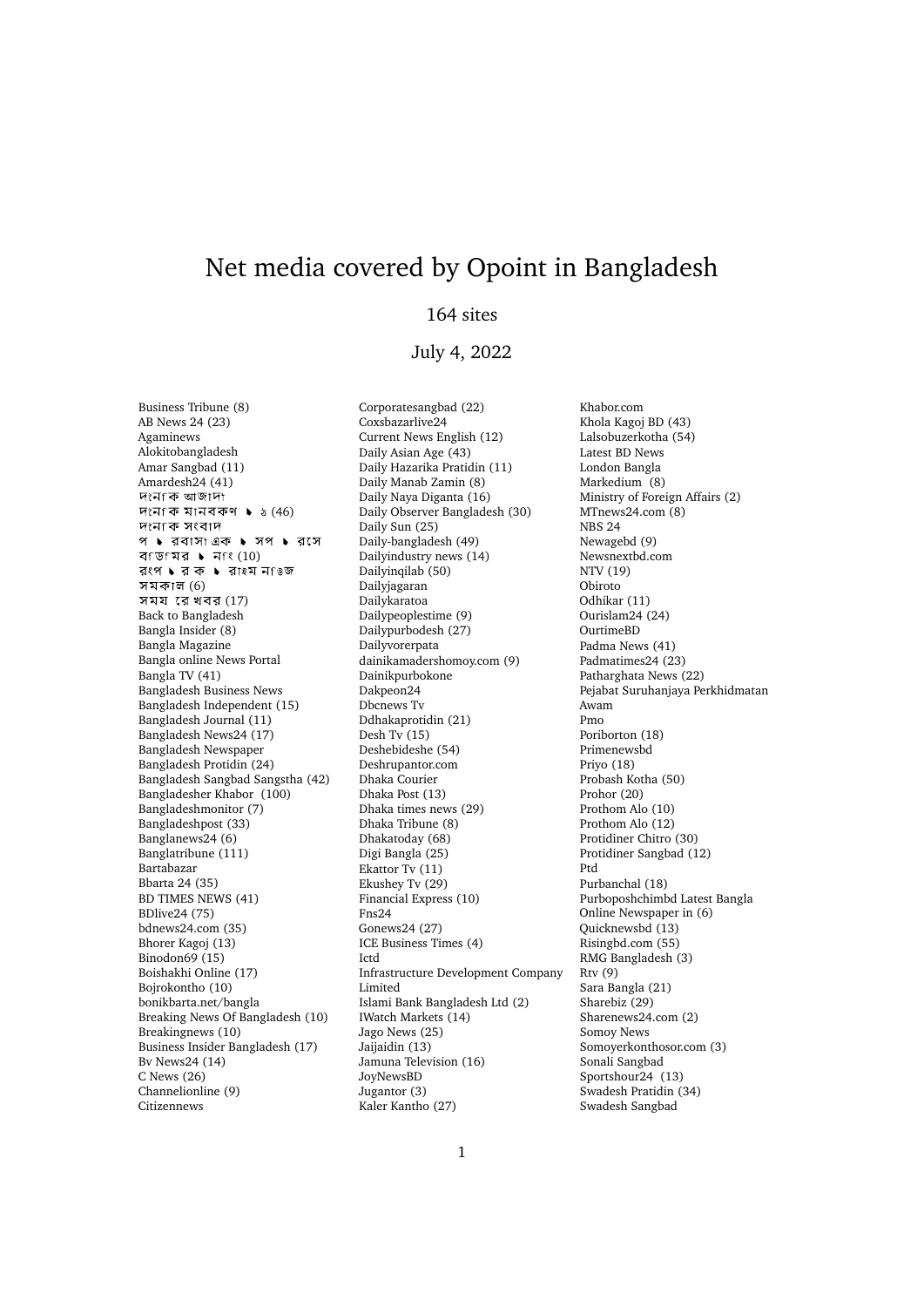# Net media covered by Opoint in Bangladesh

164 sites

July 4, 2022

Business Tribune (8)
AB News 24 (23)
Agaminews
Alokitobangladesh
Amar Sangbad (11)
Amardesh24 (41)
দৈনিক আজাদী
দৈনিক মানবকণ্ঠ (46)
দৈনিক সংবাদ
প ৈ রবাস াএক ৈ সপ ৈ রসে
বাডি মের ৈ নং (10)
রংপ ৈ র ক ৈ রাঃম নাঙজ
সমকাল (6)
সময় রে খবর (17)
Back to Bangladesh
Bangla Insider (8)
Bangla Magazine
Bangla online News Portal
Bangla TV (41)
Bangladesh Business News
Bangladesh Independent (15)
Bangladesh Journal (11)
Bangladesh News24 (17)
Bangladesh Newspaper
Bangladesh Protidin (24)
Bangladesh Sangbad Sangstha (42)
Bangladesher Khabor (100)
Bangladeshmonitor (7)
Bangladeshpost (33)
Banglanews24 (6)
Banglatribune (111)
Bartabazar
Bbarta 24 (35)
BD TIMES NEWS (41)
BDlive24 (75)
bdnews24.com (35)
Bhorer Kagoj (13)
Binodon69 (15)
Boishakhi Online (17)
Bojrokontho (10)
bonikbarta.net/bangla
Breaking News Of Bangladesh (10)
Breakingnews (10)
Business Insider Bangladesh (17)
Bv News24 (14)
C News (26)
Channelionline (9)
Citizennews
Corporatesangbad (22)
Coxsbazarlive24
Current News English (12)
Daily Asian Age (43)
Daily Hazarika Pratidin (11)
Daily Manab Zamin (8)
Daily Naya Diganta (16)
Daily Observer Bangladesh (30)
Daily Sun (25)
Daily-bangladesh (49)
Dailyindustry news (14)
Dailyinqilab (50)
Dailyjagaran
Dailykaratoa
Dailypeoplestime (9)
Dailypurbodesh (27)
Dailyvorerpata
dainikamadershomoy.com (9)
Dainikpurbokone
Dakpeon24
Dbcnews Tv
Ddhakaprotidin (21)
Desh Tv (15)
Deshebideshe (54)
Deshrupantor.com
Dhaka Courier
Dhaka Post (13)
Dhaka times news (29)
Dhaka Tribune (8)
Dhakatoday (68)
Digi Bangla (25)
Ekattor Tv (11)
Ekushey Tv (29)
Financial Express (10)
Fns24
Gonews24 (27)
ICE Business Times (4)
Ictd
Infrastructure Development Company Limited
Islami Bank Bangladesh Ltd (2)
IWatch Markets (14)
Jago News (25)
Jaijaidin (13)
Jamuna Television (16)
JoyNewsBD
Jugantor (3)
Kaler Kantho (27)
Khabor.com
Khola Kagoj BD (43)
Lalsobuzerkotha (54)
Latest BD News
London Bangla
Markedium (8)
Ministry of Foreign Affairs (2)
MTnews24.com (8)
NBS 24
Newagebd (9)
Newsnextbd.com
NTV (19)
Obiroto
Odhikar (11)
Ourislam24 (24)
OurtimeBD
Padma News (41)
Padmatimes24 (23)
Patharghata News (22)
Pejabat Suruhanjaya Perkhidmatan Awam
Pmo
Poriborton (18)
Primenewsbd
Priyo (18)
Probash Kotha (50)
Prohor (20)
Prothom Alo (10)
Prothom Alo (12)
Protidiner Chitro (30)
Protidiner Sangbad (12)
Ptd
Purbanchal (18)
Purboposhchimbd Latest Bangla Online Newspaper in (6)
Quicknewsbd (13)
Risingbd.com (55)
RMG Bangladesh (3)
Rtv (9)
Sara Bangla (21)
Sharebiz (29)
Sharenews24.com (2)
Somoy News
Somoyerkonthosor.com (3)
Sonali Sangbad
Sportshour24 (13)
Swadesh Pratidin (34)
Swadesh Sangbad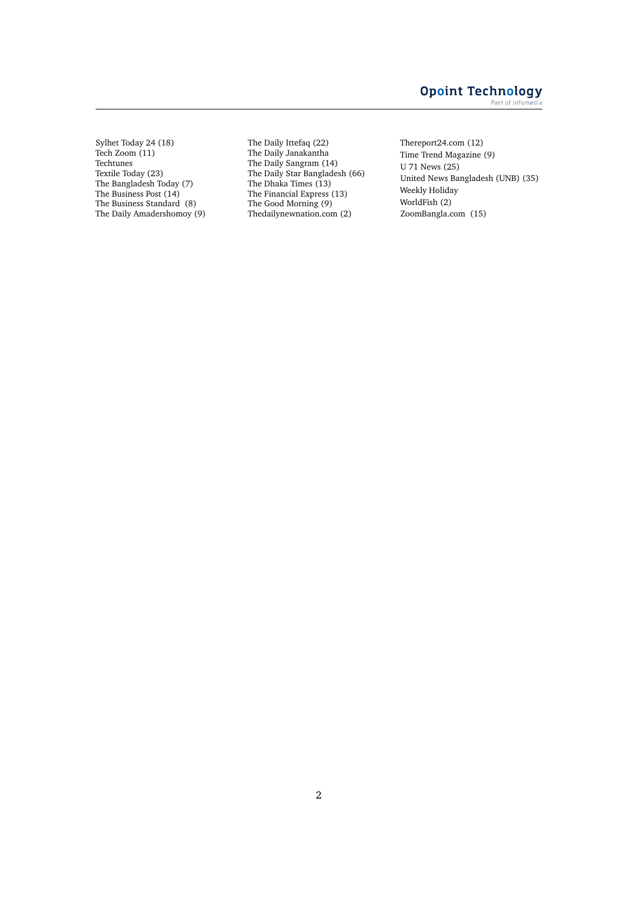Sylhet Today 24 (18)
Tech Zoom (11)
Techtunes
Textile Today (23)
The Bangladesh Today (7)
The Business Post (14)
The Business Standard (8)
The Daily Amadershomoy (9)
The Daily Ittefaq (22)
The Daily Janakantha
The Daily Sangram (14)
The Daily Star Bangladesh (66)
The Dhaka Times (13)
The Financial Express (13)
The Good Morning (9)
Thedailynewnation.com (2)
Thereport24.com (12)
Time Trend Magazine (9)
U 71 News (25)
United News Bangladesh (UNB) (35)
Weekly Holiday
WorldFish (2)
ZoomBangla.com (15)